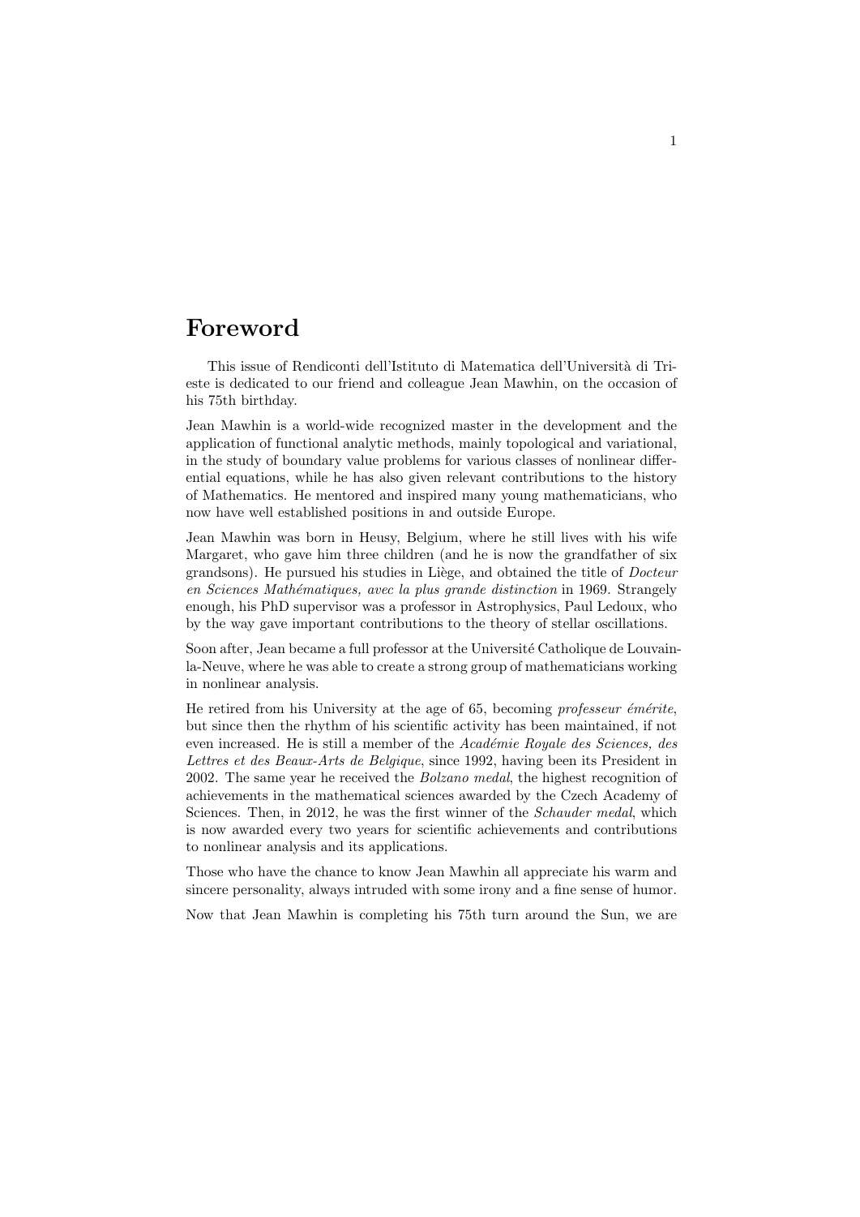# Foreword

This issue of Rendiconti dell'Istituto di Matematica dell'Università di Trieste is dedicated to our friend and colleague Jean Mawhin, on the occasion of his 75th birthday.

Jean Mawhin is a world-wide recognized master in the development and the application of functional analytic methods, mainly topological and variational, in the study of boundary value problems for various classes of nonlinear differential equations, while he has also given relevant contributions to the history of Mathematics. He mentored and inspired many young mathematicians, who now have well established positions in and outside Europe.

Jean Mawhin was born in Heusy, Belgium, where he still lives with his wife Margaret, who gave him three children (and he is now the grandfather of six grandsons). He pursued his studies in Liège, and obtained the title of *Docteur en Sciences Mathématiques, avec la plus grande distinction* in 1969. Strangely enough, his PhD supervisor was a professor in Astrophysics, Paul Ledoux, who by the way gave important contributions to the theory of stellar oscillations.

Soon after, Jean became a full professor at the Université Catholique de Louvain-la-Neuve, where he was able to create a strong group of mathematicians working in nonlinear analysis.

He retired from his University at the age of 65, becoming *professeur émérite*, but since then the rhythm of his scientific activity has been maintained, if not even increased. He is still a member of the *Académie Royale des Sciences, des Lettres et des Beaux-Arts de Belgique*, since 1992, having been its President in 2002. The same year he received the *Bolzano medal*, the highest recognition of achievements in the mathematical sciences awarded by the Czech Academy of Sciences. Then, in 2012, he was the first winner of the *Schauder medal*, which is now awarded every two years for scientific achievements and contributions to nonlinear analysis and its applications.

Those who have the chance to know Jean Mawhin all appreciate his warm and sincere personality, always intruded with some irony and a fine sense of humor.

Now that Jean Mawhin is completing his 75th turn around the Sun, we are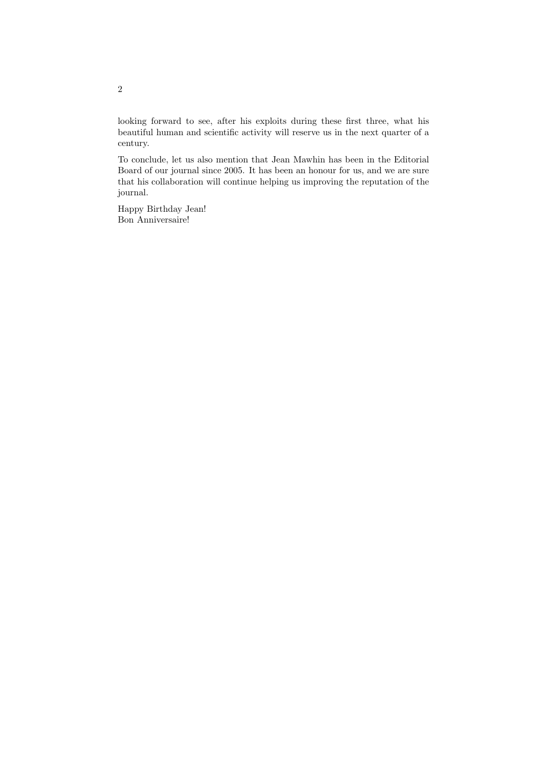looking forward to see, after his exploits during these first three, what his beautiful human and scientific activity will reserve us in the next quarter of a century.

To conclude, let us also mention that Jean Mawhin has been in the Editorial Board of our journal since 2005. It has been an honour for us, and we are sure that his collaboration will continue helping us improving the reputation of the journal.

Happy Birthday Jean!
Bon Anniversaire!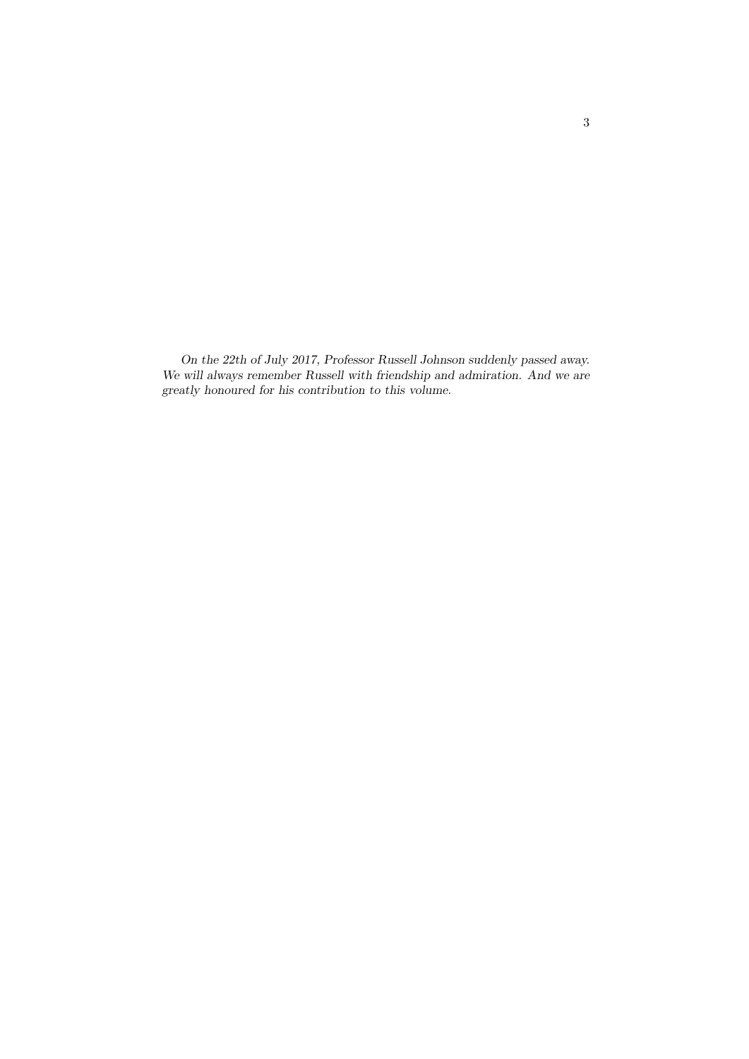*On the 22th of July 2017, Professor Russell Johnson suddenly passed away. We will always remember Russell with friendship and admiration. And we are greatly honoured for his contribution to this volume.*